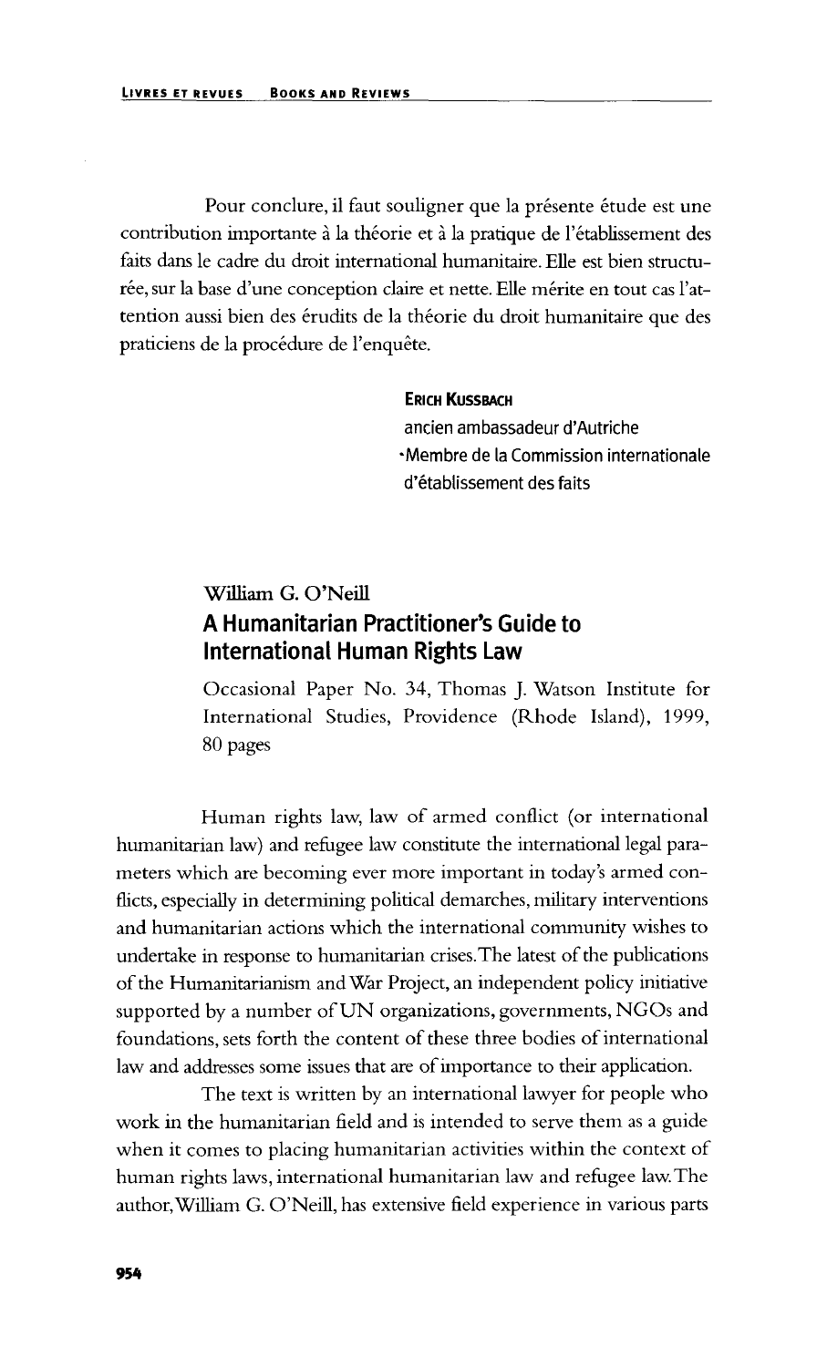Pour conclure, il faut souligner que la présente étude est une contribution importante à la théorie et à la pratique de l'établissement des faits dans le cadre du droit international humanitaire. Elle est bien structurée, sur la base d'une conception claire et nette. Elle mérite en tout cas l'attention aussi bien des érudits de la théorie du droit humanitaire que des praticiens de la procédure de l'enquête.

**ERICH KUSSBACH**
ancien ambassadeur d'Autriche
·Membre de la Commission internationale d'établissement des faits

William G. O'Neill

## A Humanitarian Practitioner's Guide to International Human Rights Law

Occasional Paper No. 34, Thomas J. Watson Institute for International Studies, Providence (Rhode Island), 1999, 80 pages

Human rights law, law of armed conflict (or international humanitarian law) and refugee law constitute the international legal parameters which are becoming ever more important in today's armed conflicts, especially in determining political demarches, military interventions and humanitarian actions which the international community wishes to undertake in response to humanitarian crises. The latest of the publications of the Humanitarianism and War Project, an independent policy initiative supported by a number of UN organizations, governments, NGOs and foundations, sets forth the content of these three bodies of international law and addresses some issues that are of importance to their application.

The text is written by an international lawyer for people who work in the humanitarian field and is intended to serve them as a guide when it comes to placing humanitarian activities within the context of human rights laws, international humanitarian law and refugee law. The author, William G. O'Neill, has extensive field experience in various parts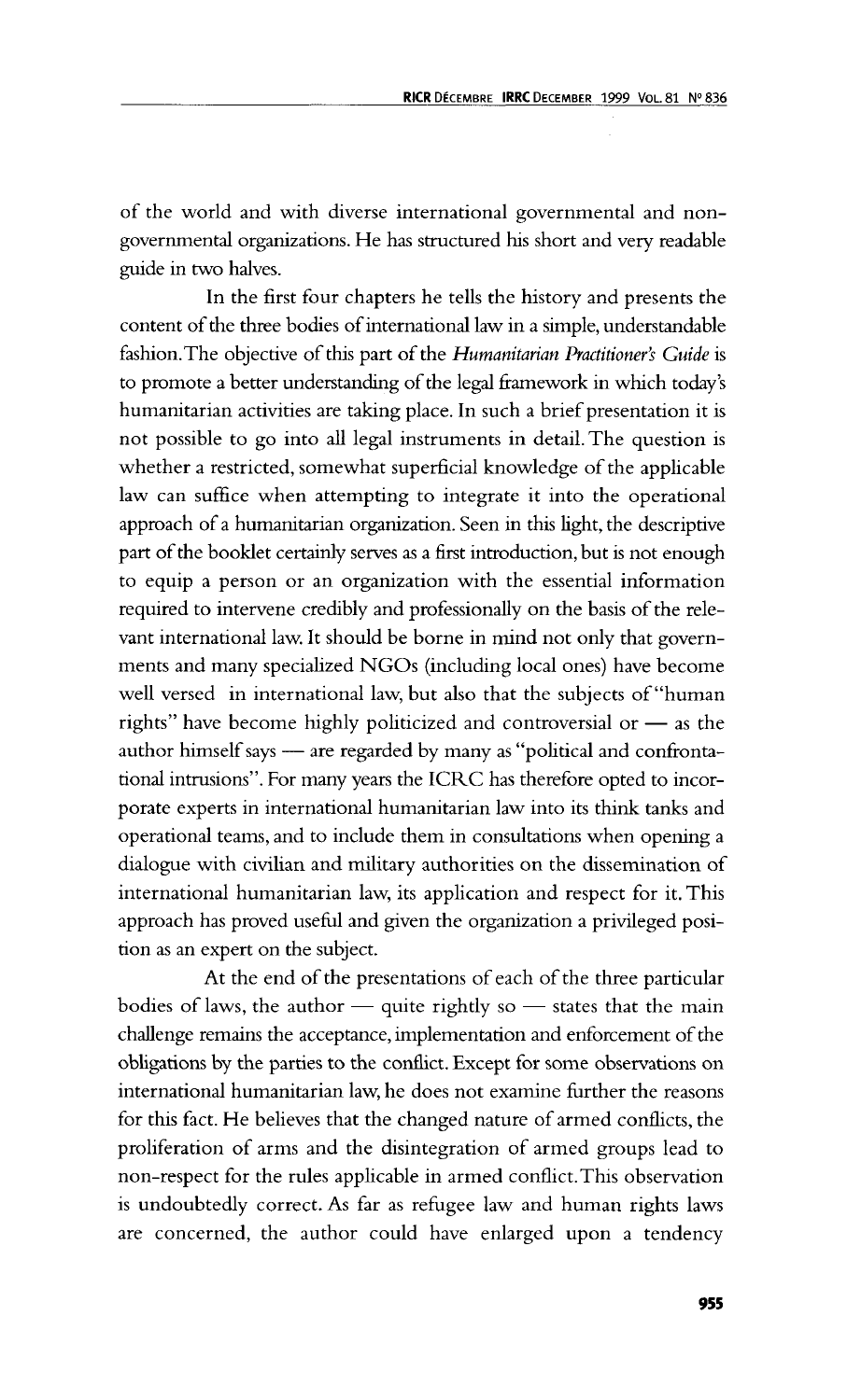of the world and with diverse international governmental and non-governmental organizations. He has structured his short and very readable guide in two halves.

In the first four chapters he tells the history and presents the content of the three bodies of international law in a simple, understandable fashion. The objective of this part of the *Humanitarian Practitioner's Guide* is to promote a better understanding of the legal framework in which today's humanitarian activities are taking place. In such a brief presentation it is not possible to go into all legal instruments in detail. The question is whether a restricted, somewhat superficial knowledge of the applicable law can suffice when attempting to integrate it into the operational approach of a humanitarian organization. Seen in this light, the descriptive part of the booklet certainly serves as a first introduction, but is not enough to equip a person or an organization with the essential information required to intervene credibly and professionally on the basis of the relevant international law. It should be borne in mind not only that governments and many specialized NGOs (including local ones) have become well versed in international law, but also that the subjects of "human rights" have become highly politicized and controversial or — as the author himself says — are regarded by many as "political and confrontational intrusions". For many years the ICRC has therefore opted to incorporate experts in international humanitarian law into its think tanks and operational teams, and to include them in consultations when opening a dialogue with civilian and military authorities on the dissemination of international humanitarian law, its application and respect for it. This approach has proved useful and given the organization a privileged position as an expert on the subject.

At the end of the presentations of each of the three particular bodies of laws, the author — quite rightly so — states that the main challenge remains the acceptance, implementation and enforcement of the obligations by the parties to the conflict. Except for some observations on international humanitarian law, he does not examine further the reasons for this fact. He believes that the changed nature of armed conflicts, the proliferation of arms and the disintegration of armed groups lead to non-respect for the rules applicable in armed conflict. This observation is undoubtedly correct. As far as refugee law and human rights laws are concerned, the author could have enlarged upon a tendency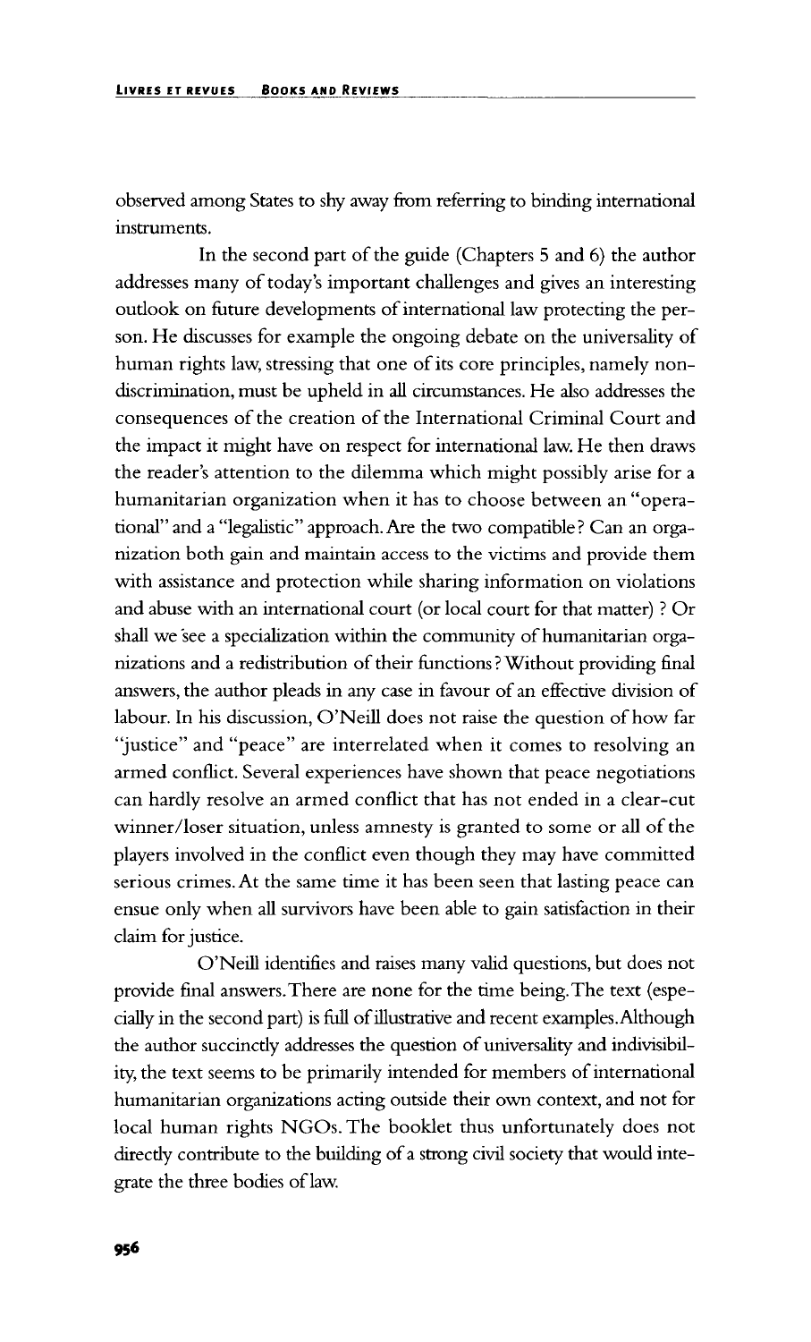observed among States to shy away from referring to binding international instruments.

In the second part of the guide (Chapters 5 and 6) the author addresses many of today's important challenges and gives an interesting outlook on future developments of international law protecting the person. He discusses for example the ongoing debate on the universality of human rights law, stressing that one of its core principles, namely non-discrimination, must be upheld in all circumstances. He also addresses the consequences of the creation of the International Criminal Court and the impact it might have on respect for international law. He then draws the reader's attention to the dilemma which might possibly arise for a humanitarian organization when it has to choose between an "operational" and a "legalistic" approach. Are the two compatible? Can an organization both gain and maintain access to the victims and provide them with assistance and protection while sharing information on violations and abuse with an international court (or local court for that matter) ? Or shall we see a specialization within the community of humanitarian organizations and a redistribution of their functions? Without providing final answers, the author pleads in any case in favour of an effective division of labour. In his discussion, O'Neill does not raise the question of how far "justice" and "peace" are interrelated when it comes to resolving an armed conflict. Several experiences have shown that peace negotiations can hardly resolve an armed conflict that has not ended in a clear-cut winner/loser situation, unless amnesty is granted to some or all of the players involved in the conflict even though they may have committed serious crimes. At the same time it has been seen that lasting peace can ensue only when all survivors have been able to gain satisfaction in their claim for justice.

O'Neill identifies and raises many valid questions, but does not provide final answers. There are none for the time being. The text (especially in the second part) is full of illustrative and recent examples. Although the author succinctly addresses the question of universality and indivisibility, the text seems to be primarily intended for members of international humanitarian organizations acting outside their own context, and not for local human rights NGOs. The booklet thus unfortunately does not directly contribute to the building of a strong civil society that would integrate the three bodies of law.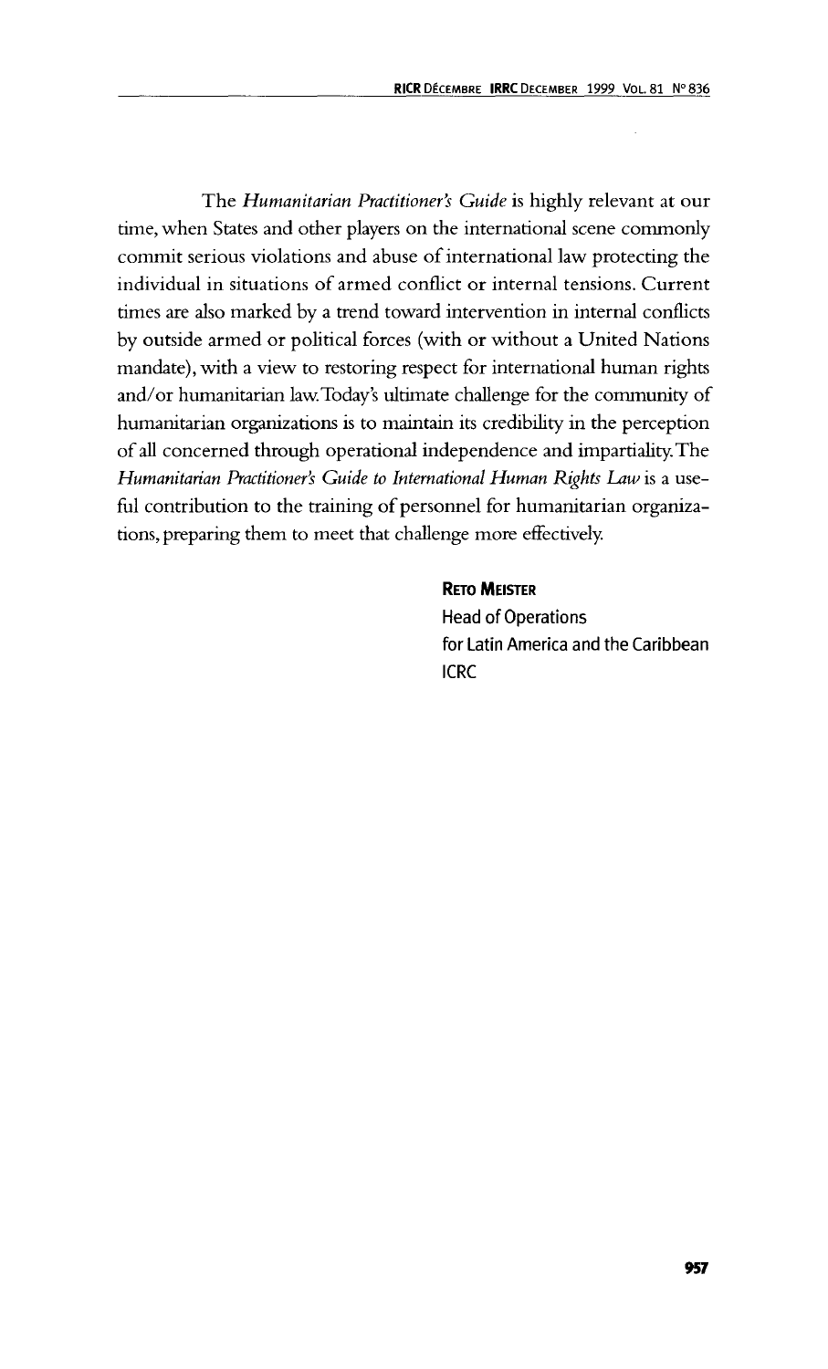The *Humanitarian Practitioner's Guide* is highly relevant at our time, when States and other players on the international scene commonly commit serious violations and abuse of international law protecting the individual in situations of armed conflict or internal tensions. Current times are also marked by a trend toward intervention in internal conflicts by outside armed or political forces (with or without a United Nations mandate), with a view to restoring respect for international human rights and/or humanitarian law. Today's ultimate challenge for the community of humanitarian organizations is to maintain its credibility in the perception of all concerned through operational independence and impartiality. The *Humanitarian Practitioner's Guide to International Human Rights Law* is a useful contribution to the training of personnel for humanitarian organizations, preparing them to meet that challenge more effectively.

**Reto Meister**
Head of Operations
for Latin America and the Caribbean
ICRC